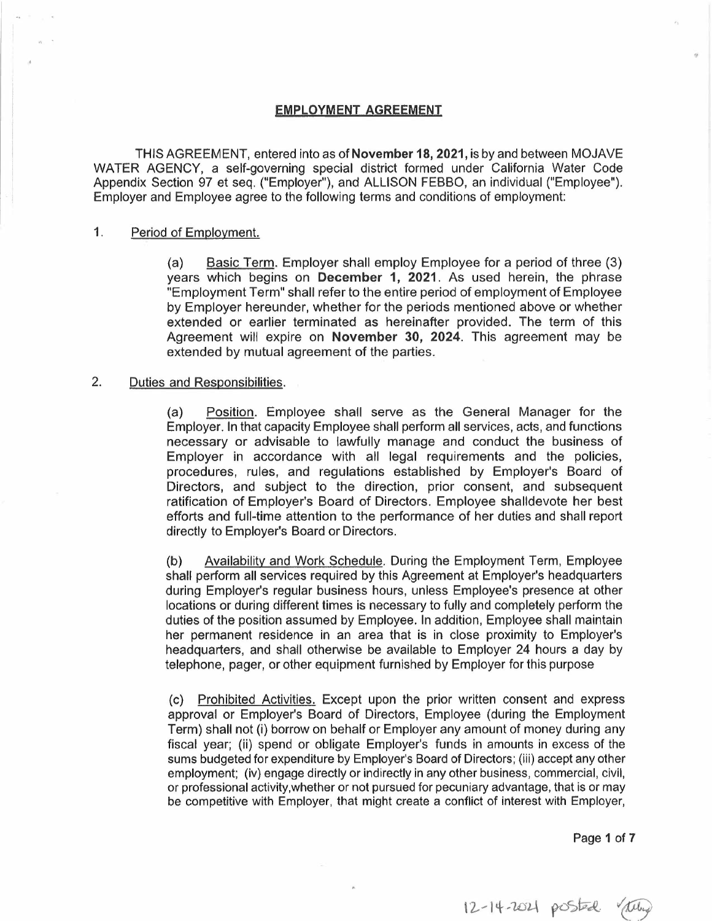# EMPLOYMENT AGREEMENT

THIS AGREEMENT, entered into as of **November 18, 2021,** is by and between MOJAVE WATER AGENCY, a self-governing special district formed under California Water Code Appendix Section 97 et seq. ("Employer"), and ALLISON FEBBO, an individual ("Employee"). Employer and Employee agree to the following terms and conditions of employment:

1. Period of Employment.

   (a) Basic Term. Employer shall employ Employee for a period of three (3) years which begins on **December 1, 2021**. As used herein, the phrase "Employment Term" shall refer to the entire period of employment of Employee by Employer hereunder, whether for the periods mentioned above or whether extended or earlier terminated as hereinafter provided. The term of this Agreement will expire on **November 30, 2024**. This agreement may be extended by mutual agreement of the parties.

2. Duties and Responsibilities.

   (a) Position. Employee shall serve as the General Manager for the Employer. In that capacity Employee shall perform all services, acts, and functions necessary or advisable to lawfully manage and conduct the business of Employer in accordance with all legal requirements and the policies, procedures, rules, and regulations established by Employer's Board of Directors, and subject to the direction, prior consent, and subsequent ratification of Employer's Board of Directors. Employee shalldevote her best efforts and full-time attention to the performance of her duties and shall report directly to Employer's Board or Directors.

   (b) Availability and Work Schedule. During the Employment Term, Employee shall perform all services required by this Agreement at Employer's headquarters during Employer's regular business hours, unless Employee's presence at other locations or during different times is necessary to fully and completely perform the duties of the position assumed by Employee. In addition, Employee shall maintain her permanent residence in an area that is in close proximity to Employer's headquarters, and shall otherwise be available to Employer 24 hours a day by telephone, pager, or other equipment furnished by Employer for this purpose

   (c) Prohibited Activities. Except upon the prior written consent and express approval or Employer's Board of Directors, Employee (during the Employment Term) shall not (i) borrow on behalf or Employer any amount of money during any fiscal year; (ii) spend or obligate Employer's funds in amounts in excess of the sums budgeted for expenditure by Employer's Board of Directors; (iii) accept any other employment; (iv) engage directly or indirectly in any other business, commercial, civil, or professional activity,whether or not pursued for pecuniary advantage, that is or may be competitive with Employer, that might create a conflict of interest with Employer,

12-14-2021 posted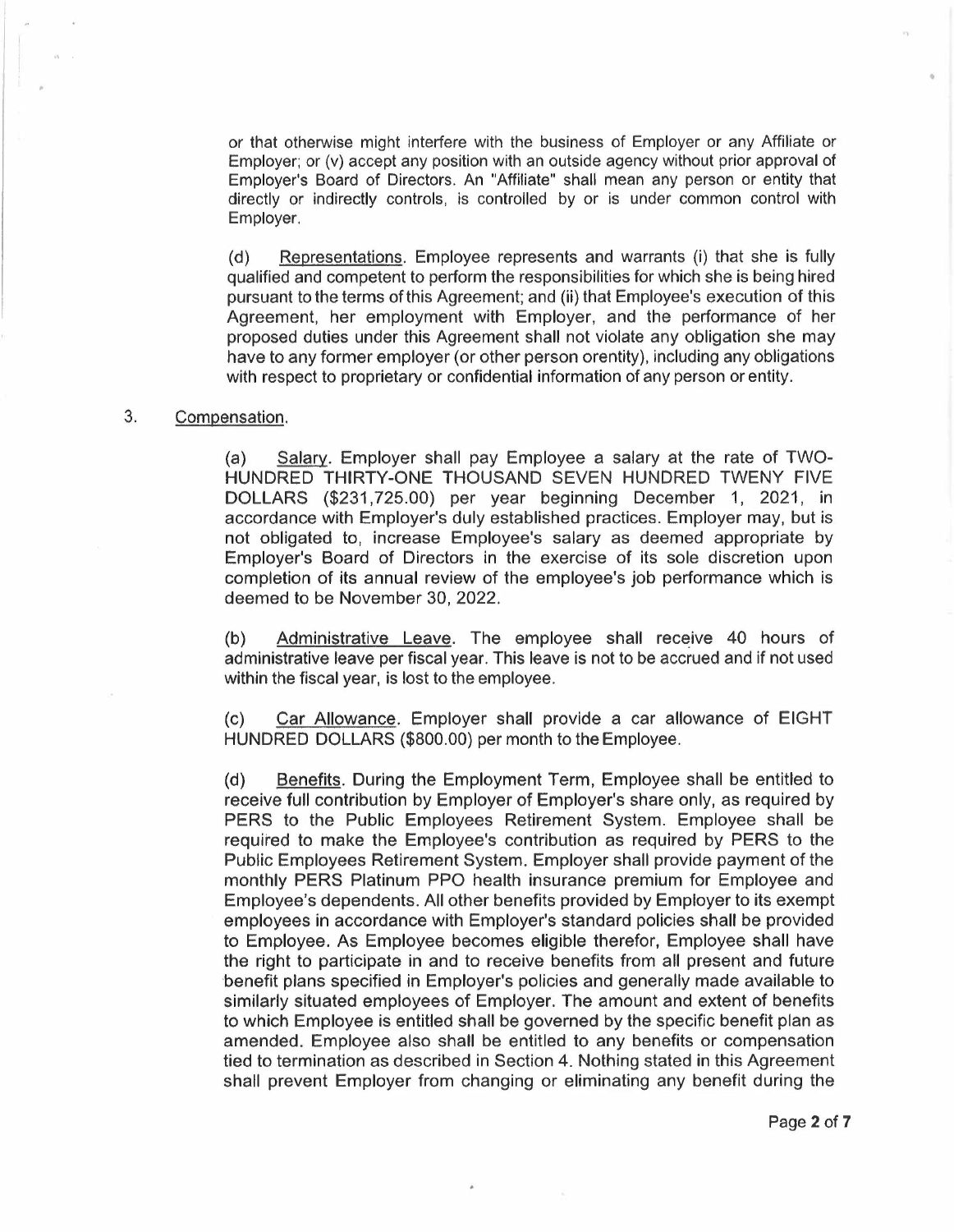or that otherwise might interfere with the business of Employer or any Affiliate or Employer; or (v) accept any position with an outside agency without prior approval of Employer's Board of Directors. An "Affiliate" shall mean any person or entity that directly or indirectly controls, is controlled by or is under common control with Employer.

(d) Representations. Employee represents and warrants (i) that she is fully qualified and competent to perform the responsibilities for which she is being hired pursuant to the terms of this Agreement; and (ii) that Employee's execution of this Agreement, her employment with Employer, and the performance of her proposed duties under this Agreement shall not violate any obligation she may have to any former employer (or other person orentity), including any obligations with respect to proprietary or confidential information of any person or entity.

3. Compensation.

(a) Salary. Employer shall pay Employee a salary at the rate of TWO-HUNDRED THIRTY-ONE THOUSAND SEVEN HUNDRED TWENY FIVE DOLLARS ($231,725.00) per year beginning December 1, 2021, in accordance with Employer's duly established practices. Employer may, but is not obligated to, increase Employee's salary as deemed appropriate by Employer's Board of Directors in the exercise of its sole discretion upon completion of its annual review of the employee's job performance which is deemed to be November 30, 2022.

(b) Administrative Leave. The employee shall receive 40 hours of administrative leave per fiscal year. This leave is not to be accrued and if not used within the fiscal year, is lost to the employee.

(c) Car Allowance. Employer shall provide a car allowance of EIGHT HUNDRED DOLLARS ($800.00) per month to the Employee.

(d) Benefits. During the Employment Term, Employee shall be entitled to receive full contribution by Employer of Employer's share only, as required by PERS to the Public Employees Retirement System. Employee shall be required to make the Employee's contribution as required by PERS to the Public Employees Retirement System. Employer shall provide payment of the monthly PERS Platinum PPO health insurance premium for Employee and Employee's dependents. All other benefits provided by Employer to its exempt employees in accordance with Employer's standard policies shall be provided to Employee. As Employee becomes eligible therefor, Employee shall have the right to participate in and to receive benefits from all present and future benefit plans specified in Employer's policies and generally made available to similarly situated employees of Employer. The amount and extent of benefits to which Employee is entitled shall be governed by the specific benefit plan as amended. Employee also shall be entitled to any benefits or compensation tied to termination as described in Section 4. Nothing stated in this Agreement shall prevent Employer from changing or eliminating any benefit during the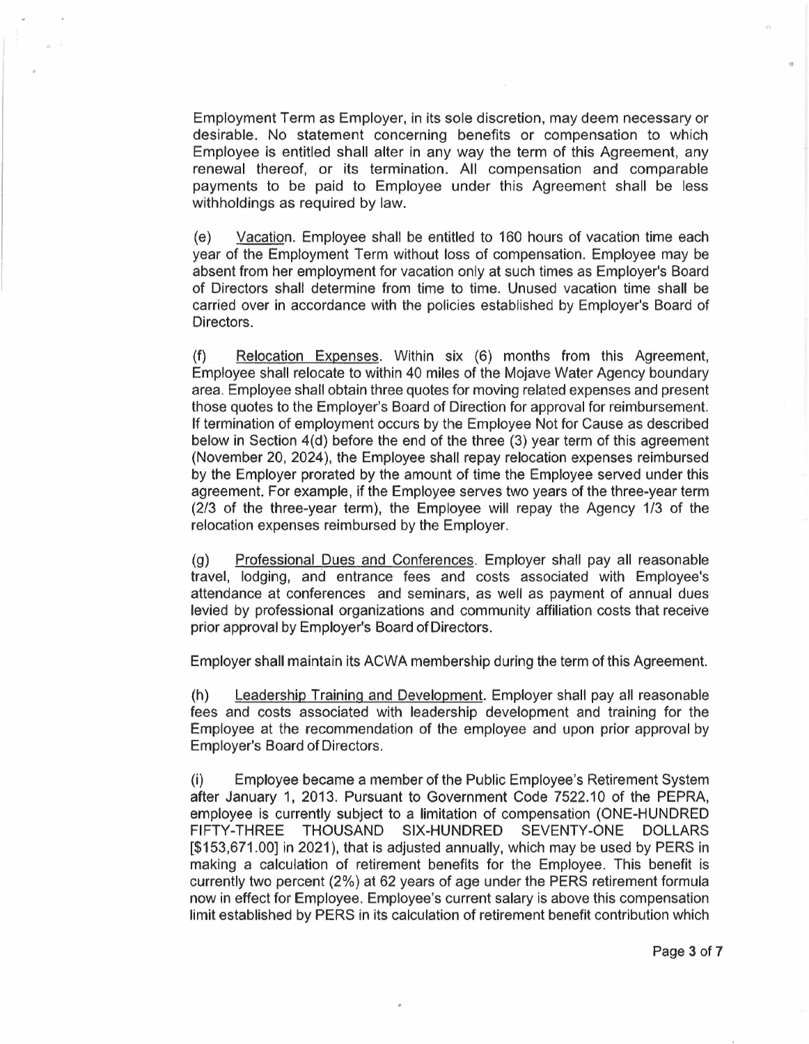Employment Term as Employer, in its sole discretion, may deem necessary or desirable. No statement concerning benefits or compensation to which Employee is entitled shall alter in any way the term of this Agreement, any renewal thereof, or its termination. All compensation and comparable payments to be paid to Employee under this Agreement shall be less withholdings as required by law.

(e) Vacation. Employee shall be entitled to 160 hours of vacation time each year of the Employment Term without loss of compensation. Employee may be absent from her employment for vacation only at such times as Employer's Board of Directors shall determine from time to time. Unused vacation time shall be carried over in accordance with the policies established by Employer's Board of Directors.

(f) Relocation Expenses. Within six (6) months from this Agreement, Employee shall relocate to within 40 miles of the Mojave Water Agency boundary area. Employee shall obtain three quotes for moving related expenses and present those quotes to the Employer's Board of Direction for approval for reimbursement. If termination of employment occurs by the Employee Not for Cause as described below in Section 4(d) before the end of the three (3) year term of this agreement (November 20, 2024), the Employee shall repay relocation expenses reimbursed by the Employer prorated by the amount of time the Employee served under this agreement. For example, if the Employee serves two years of the three-year term (2/3 of the three-year term), the Employee will repay the Agency 1/3 of the relocation expenses reimbursed by the Employer.

(g) Professional Dues and Conferences. Employer shall pay all reasonable travel, lodging, and entrance fees and costs associated with Employee's attendance at conferences and seminars, as well as payment of annual dues levied by professional organizations and community affiliation costs that receive prior approval by Employer's Board of Directors.

Employer shall maintain its ACWA membership during the term of this Agreement.

(h) Leadership Training and Development. Employer shall pay all reasonable fees and costs associated with leadership development and training for the Employee at the recommendation of the employee and upon prior approval by Employer's Board of Directors.

(i) Employee became a member of the Public Employee's Retirement System after January 1, 2013. Pursuant to Government Code 7522.10 of the PEPRA, employee is currently subject to a limitation of compensation (ONE-HUNDRED FIFTY-THREE THOUSAND SIX-HUNDRED SEVENTY-ONE DOLLARS [$153,671.00] in 2021), that is adjusted annually, which may be used by PERS in making a calculation of retirement benefits for the Employee. This benefit is currently two percent (2%) at 62 years of age under the PERS retirement formula now in effect for Employee. Employee's current salary is above this compensation limit established by PERS in its calculation of retirement benefit contribution which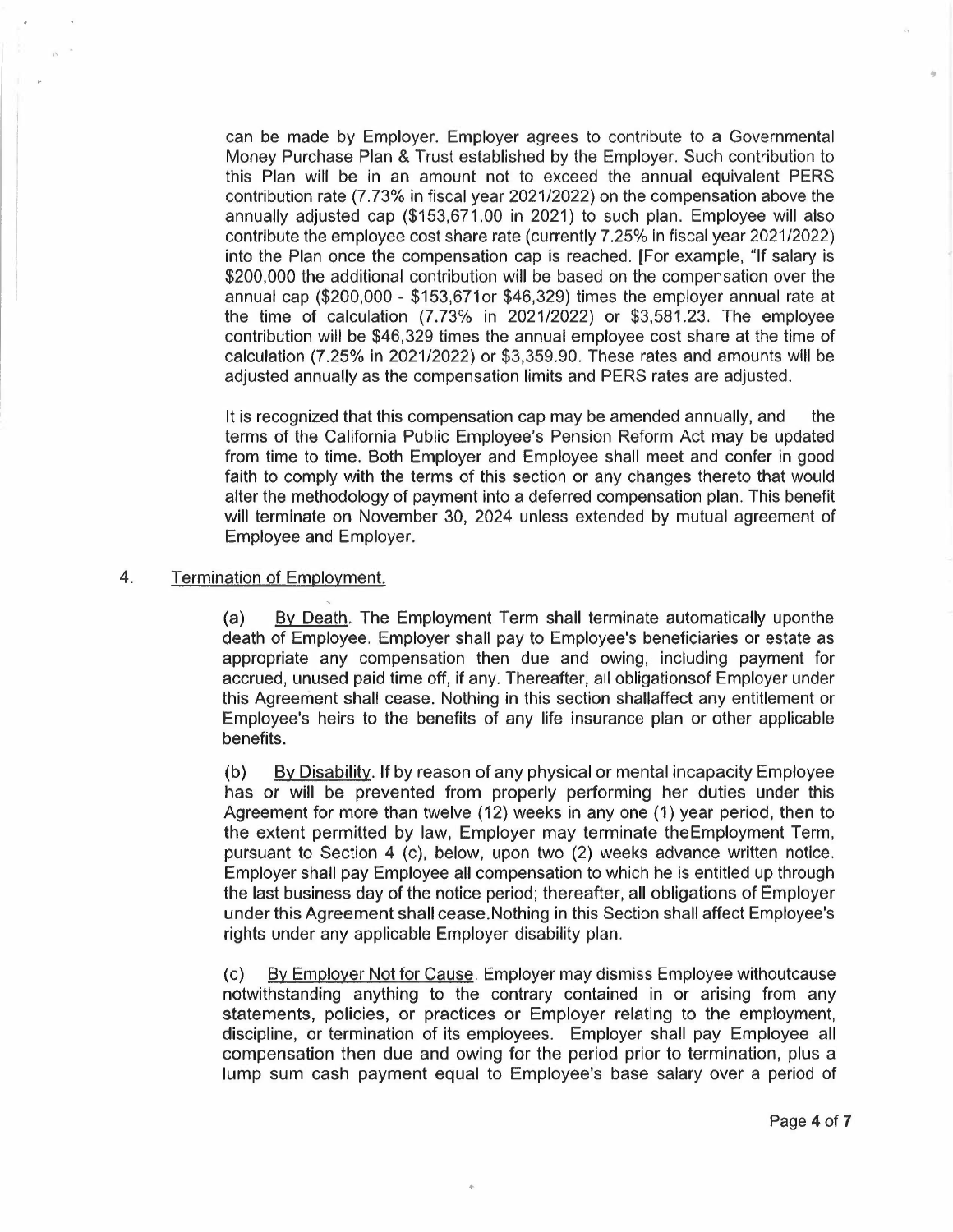can be made by Employer. Employer agrees to contribute to a Governmental Money Purchase Plan & Trust established by the Employer. Such contribution to this Plan will be in an amount not to exceed the annual equivalent PERS contribution rate (7.73% in fiscal year 2021/2022) on the compensation above the annually adjusted cap ($153,671.00 in 2021) to such plan. Employee will also contribute the employee cost share rate (currently 7.25% in fiscal year 2021/2022) into the Plan once the compensation cap is reached. [For example, "If salary is $200,000 the additional contribution will be based on the compensation over the annual cap ($200,000 - $153,671or $46,329) times the employer annual rate at the time of calculation (7.73% in 2021/2022) or $3,581.23. The employee contribution will be $46,329 times the annual employee cost share at the time of calculation (7.25% in 2021/2022) or $3,359.90. These rates and amounts will be adjusted annually as the compensation limits and PERS rates are adjusted.

It is recognized that this compensation cap may be amended annually, and the terms of the California Public Employee's Pension Reform Act may be updated from time to time. Both Employer and Employee shall meet and confer in good faith to comply with the terms of this section or any changes thereto that would alter the methodology of payment into a deferred compensation plan. This benefit will terminate on November 30, 2024 unless extended by mutual agreement of Employee and Employer.

4. <u>Termination of Employment.</u>

(a) <u>By Death</u>. The Employment Term shall terminate automatically uponthe death of Employee. Employer shall pay to Employee's beneficiaries or estate as appropriate any compensation then due and owing, including payment for accrued, unused paid time off, if any. Thereafter, all obligationsof Employer under this Agreement shall cease. Nothing in this section shallaffect any entitlement or Employee's heirs to the benefits of any life insurance plan or other applicable benefits.

(b) <u>By Disability</u>. If by reason of any physical or mental incapacity Employee has or will be prevented from properly performing her duties under this Agreement for more than twelve (12) weeks in any one (1) year period, then to the extent permitted by law, Employer may terminate theEmployment Term, pursuant to Section 4 (c), below, upon two (2) weeks advance written notice. Employer shall pay Employee all compensation to which he is entitled up through the last business day of the notice period; thereafter, all obligations of Employer under this Agreement shall cease.Nothing in this Section shall affect Employee's rights under any applicable Employer disability plan.

(c) <u>By Employer Not for Cause</u>. Employer may dismiss Employee withoutcause notwithstanding anything to the contrary contained in or arising from any statements, policies, or practices or Employer relating to the employment, discipline, or termination of its employees. Employer shall pay Employee all compensation then due and owing for the period prior to termination, plus a lump sum cash payment equal to Employee's base salary over a period of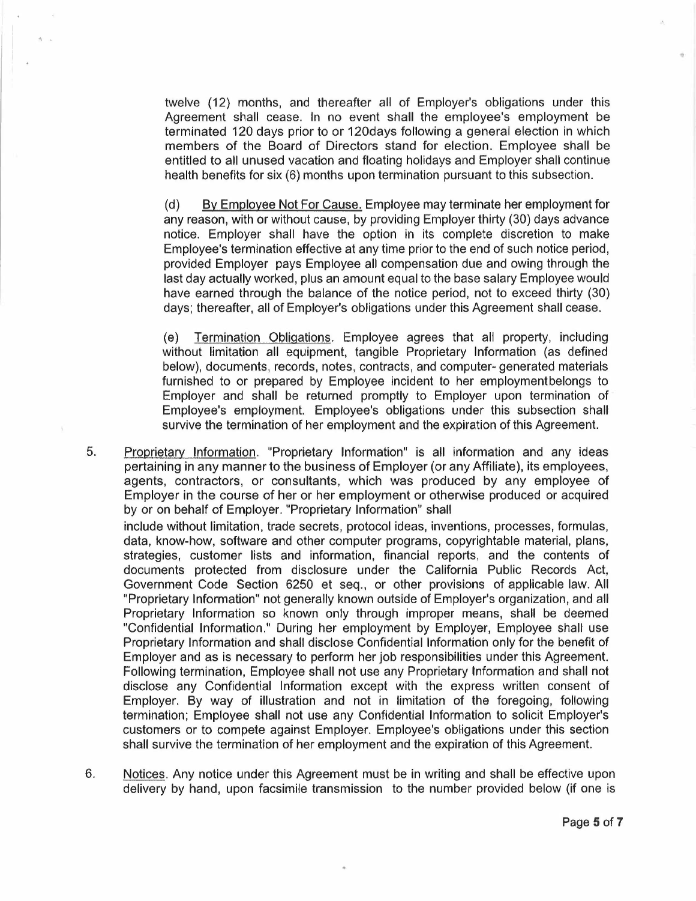twelve (12) months, and thereafter all of Employer's obligations under this Agreement shall cease. In no event shall the employee's employment be terminated 120 days prior to or 120days following a general election in which members of the Board of Directors stand for election. Employee shall be entitled to all unused vacation and floating holidays and Employer shall continue health benefits for six (6) months upon termination pursuant to this subsection.

(d) By Employee Not For Cause. Employee may terminate her employment for any reason, with or without cause, by providing Employer thirty (30) days advance notice. Employer shall have the option in its complete discretion to make Employee's termination effective at any time prior to the end of such notice period, provided Employer pays Employee all compensation due and owing through the last day actually worked, plus an amount equal to the base salary Employee would have earned through the balance of the notice period, not to exceed thirty (30) days; thereafter, all of Employer's obligations under this Agreement shall cease.

(e) Termination Obligations. Employee agrees that all property, including without limitation all equipment, tangible Proprietary Information (as defined below), documents, records, notes, contracts, and computer- generated materials furnished to or prepared by Employee incident to her employmentbelongs to Employer and shall be returned promptly to Employer upon termination of Employee's employment. Employee's obligations under this subsection shall survive the termination of her employment and the expiration of this Agreement.

5. Proprietary Information. "Proprietary Information" is all information and any ideas pertaining in any manner to the business of Employer (or any Affiliate), its employees, agents, contractors, or consultants, which was produced by any employee of Employer in the course of her or her employment or otherwise produced or acquired by or on behalf of Employer. "Proprietary Information" shall include without limitation, trade secrets, protocol ideas, inventions, processes, formulas, data, know-how, software and other computer programs, copyrightable material, plans, strategies, customer lists and information, financial reports, and the contents of documents protected from disclosure under the California Public Records Act, Government Code Section 6250 et seq., or other provisions of applicable law. All "Proprietary Information" not generally known outside of Employer's organization, and all Proprietary Information so known only through improper means, shall be deemed "Confidential Information." During her employment by Employer, Employee shall use Proprietary Information and shall disclose Confidential Information only for the benefit of Employer and as is necessary to perform her job responsibilities under this Agreement. Following termination, Employee shall not use any Proprietary Information and shall not disclose any Confidential Information except with the express written consent of Employer. By way of illustration and not in limitation of the foregoing, following termination; Employee shall not use any Confidential Information to solicit Employer's customers or to compete against Employer. Employee's obligations under this section shall survive the termination of her employment and the expiration of this Agreement.

6. Notices. Any notice under this Agreement must be in writing and shall be effective upon delivery by hand, upon facsimile transmission to the number provided below (if one is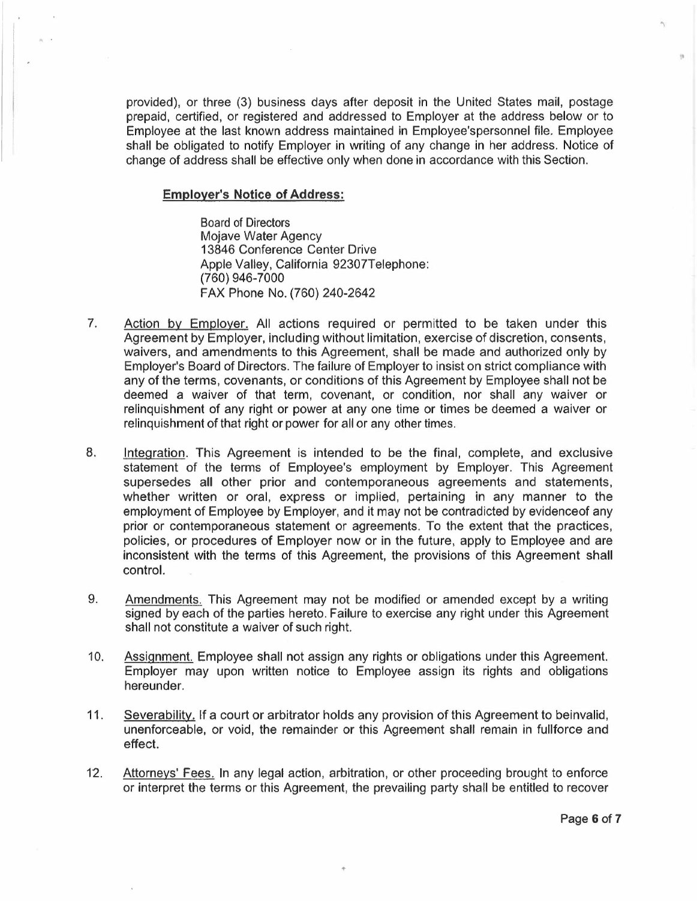provided), or three (3) business days after deposit in the United States mail, postage prepaid, certified, or registered and addressed to Employer at the address below or to Employee at the last known address maintained in Employee'spersonnel file. Employee shall be obligated to notify Employer in writing of any change in her address. Notice of change of address shall be effective only when done in accordance with this Section.

**Employer's Notice of Address:**

Board of Directors
Mojave Water Agency
13846 Conference Center Drive
Apple Valley, California 92307Telephone:
(760) 946-7000
FAX Phone No. (760) 240-2642

7. Action by Employer. All actions required or permitted to be taken under this Agreement by Employer, including without limitation, exercise of discretion, consents, waivers, and amendments to this Agreement, shall be made and authorized only by Employer's Board of Directors. The failure of Employer to insist on strict compliance with any of the terms, covenants, or conditions of this Agreement by Employee shall not be deemed a waiver of that term, covenant, or condition, nor shall any waiver or relinquishment of any right or power at any one time or times be deemed a waiver or relinquishment of that right or power for all or any other times.

8. Integration. This Agreement is intended to be the final, complete, and exclusive statement of the terms of Employee's employment by Employer. This Agreement supersedes all other prior and contemporaneous agreements and statements, whether written or oral, express or implied, pertaining in any manner to the employment of Employee by Employer, and it may not be contradicted by evidenceof any prior or contemporaneous statement or agreements. To the extent that the practices, policies, or procedures of Employer now or in the future, apply to Employee and are inconsistent with the terms of this Agreement, the provisions of this Agreement shall control.

9. Amendments. This Agreement may not be modified or amended except by a writing signed by each of the parties hereto. Failure to exercise any right under this Agreement shall not constitute a waiver of such right.

10. Assignment. Employee shall not assign any rights or obligations under this Agreement. Employer may upon written notice to Employee assign its rights and obligations hereunder.

11. Severability. If a court or arbitrator holds any provision of this Agreement to beinvalid, unenforceable, or void, the remainder or this Agreement shall remain in fullforce and effect.

12. Attorneys' Fees. In any legal action, arbitration, or other proceeding brought to enforce or interpret the terms or this Agreement, the prevailing party shall be entitled to recover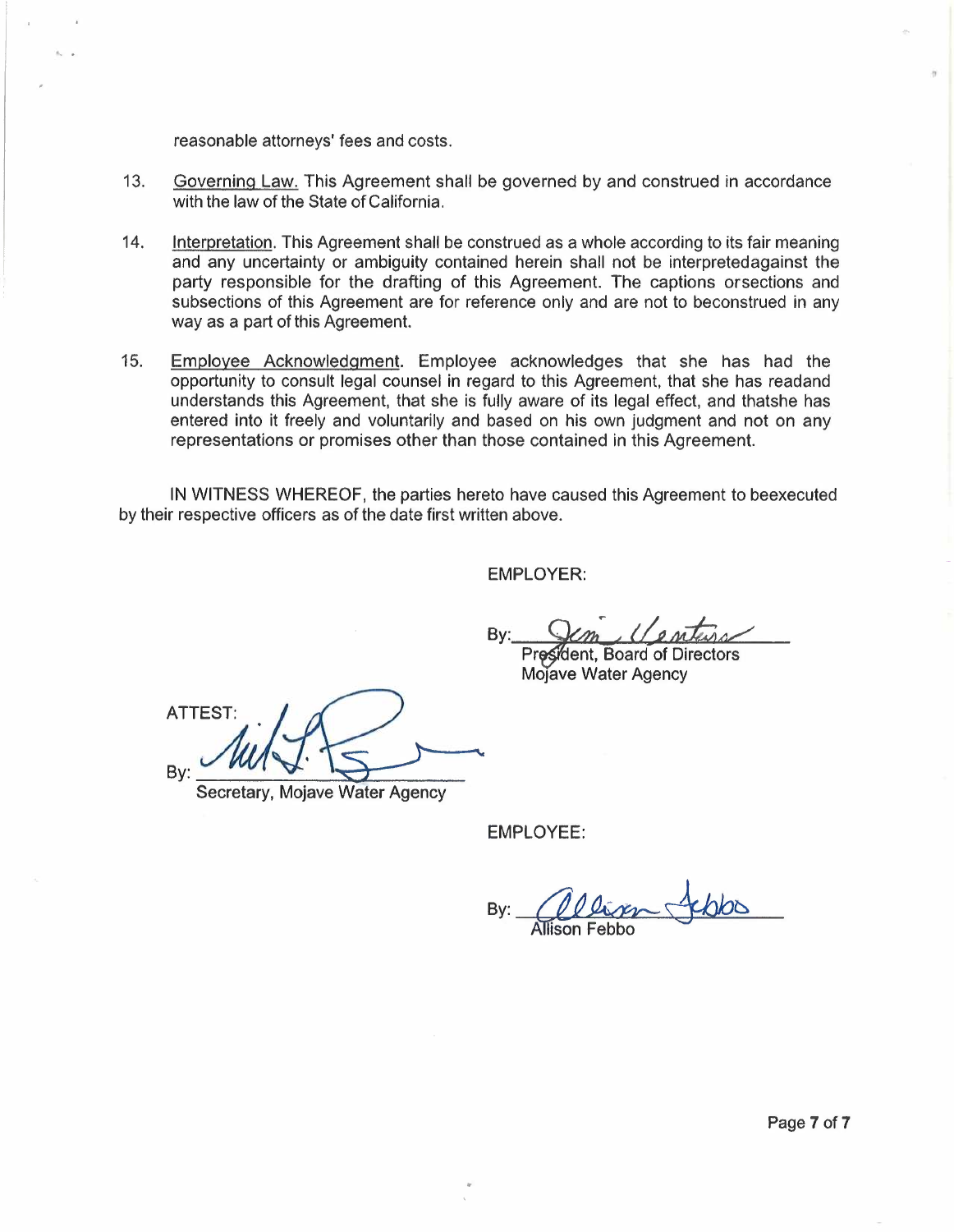reasonable attorneys' fees and costs.

13. Governing Law. This Agreement shall be governed by and construed in accordance with the law of the State of California.

14. Interpretation. This Agreement shall be construed as a whole according to its fair meaning and any uncertainty or ambiguity contained herein shall not be interpretedagainst the party responsible for the drafting of this Agreement. The captions orsections and subsections of this Agreement are for reference only and are not to beconstrued in any way as a part of this Agreement.

15. Employee Acknowledgment. Employee acknowledges that she has had the opportunity to consult legal counsel in regard to this Agreement, that she has readand understands this Agreement, that she is fully aware of its legal effect, and thatshe has entered into it freely and voluntarily and based on his own judgment and not on any representations or promises other than those contained in this Agreement.

IN WITNESS WHEREOF, the parties hereto have caused this Agreement to beexecuted by their respective officers as of the date first written above.

EMPLOYER:

By: ______________________
President, Board of Directors
Mojave Water Agency

ATTEST:

By: ______________________
Secretary, Mojave Water Agency

EMPLOYEE:

By: ______________________
Allison Febbo